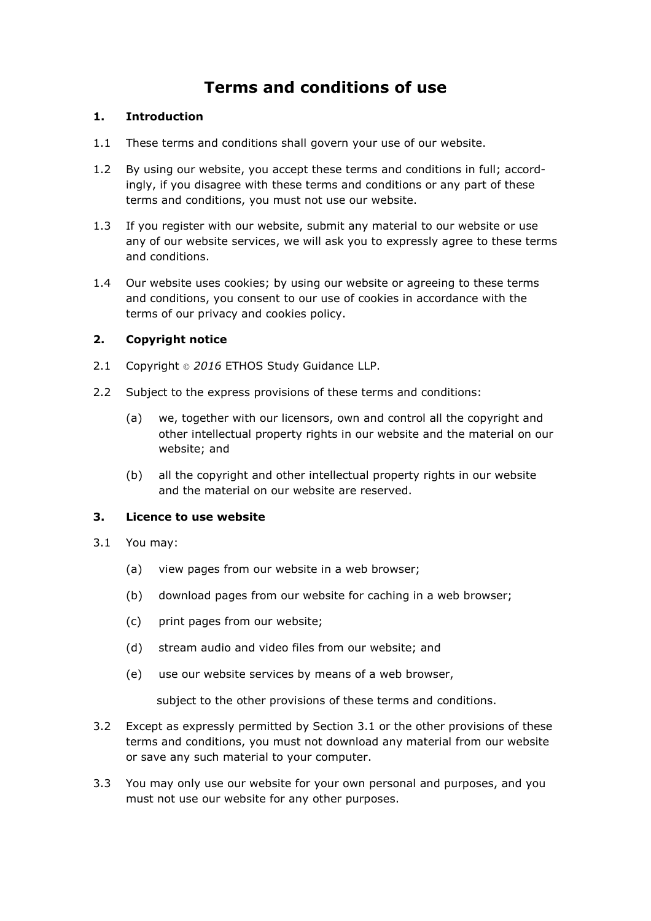# Terms and conditions of use

## 1. Introduction

1.1 These terms and conditions shall govern your use of our website.

1.2 By using our website, you accept these terms and conditions in full; accordingly, if you disagree with these terms and conditions or any part of these terms and conditions, you must not use our website.

1.3 If you register with our website, submit any material to our website or use any of our website services, we will ask you to expressly agree to these terms and conditions.

1.4 Our website uses cookies; by using our website or agreeing to these terms and conditions, you consent to our use of cookies in accordance with the terms of our privacy and cookies policy.

## 2. Copyright notice

2.1 Copyright © *2016* ETHOS Study Guidance LLP.

2.2 Subject to the express provisions of these terms and conditions:

(a) we, together with our licensors, own and control all the copyright and other intellectual property rights in our website and the material on our website; and

(b) all the copyright and other intellectual property rights in our website and the material on our website are reserved.

## 3. Licence to use website

3.1 You may:

(a) view pages from our website in a web browser;

(b) download pages from our website for caching in a web browser;

(c) print pages from our website;

(d) stream audio and video files from our website; and

(e) use our website services by means of a web browser,

subject to the other provisions of these terms and conditions.

3.2 Except as expressly permitted by Section 3.1 or the other provisions of these terms and conditions, you must not download any material from our website or save any such material to your computer.

3.3 You may only use our website for your own personal and purposes, and you must not use our website for any other purposes.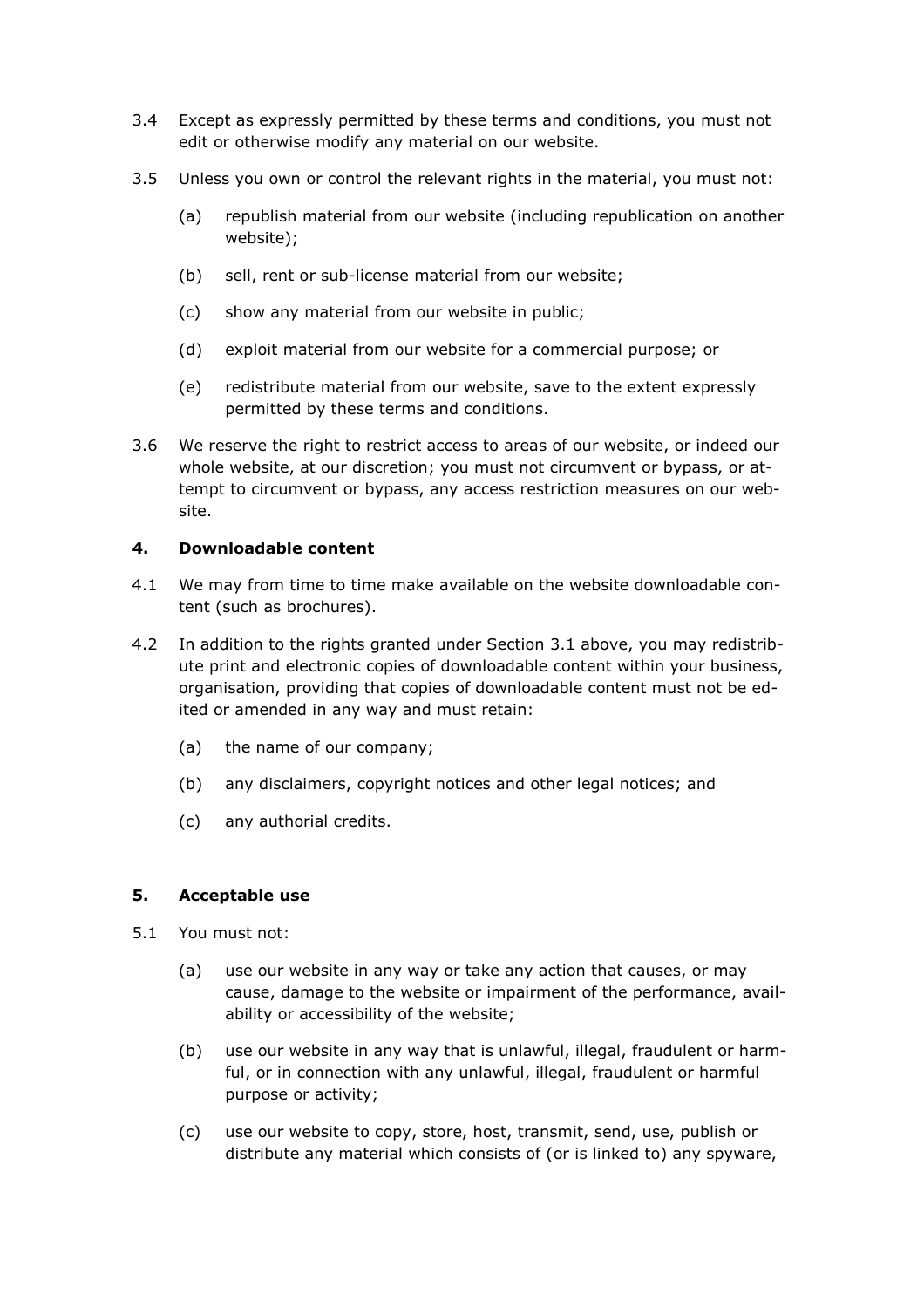3.4 Except as expressly permitted by these terms and conditions, you must not edit or otherwise modify any material on our website.

3.5 Unless you own or control the relevant rights in the material, you must not:

(a) republish material from our website (including republication on another website);

(b) sell, rent or sub-license material from our website;

(c) show any material from our website in public;

(d) exploit material from our website for a commercial purpose; or

(e) redistribute material from our website, save to the extent expressly permitted by these terms and conditions.

3.6 We reserve the right to restrict access to areas of our website, or indeed our whole website, at our discretion; you must not circumvent or bypass, or attempt to circumvent or bypass, any access restriction measures on our website.

### 4. Downloadable content

4.1 We may from time to time make available on the website downloadable content (such as brochures).

4.2 In addition to the rights granted under Section 3.1 above, you may redistribute print and electronic copies of downloadable content within your business, organisation, providing that copies of downloadable content must not be edited or amended in any way and must retain:

(a) the name of our company;

(b) any disclaimers, copyright notices and other legal notices; and

(c) any authorial credits.

### 5. Acceptable use

5.1 You must not:

(a) use our website in any way or take any action that causes, or may cause, damage to the website or impairment of the performance, availability or accessibility of the website;

(b) use our website in any way that is unlawful, illegal, fraudulent or harmful, or in connection with any unlawful, illegal, fraudulent or harmful purpose or activity;

(c) use our website to copy, store, host, transmit, send, use, publish or distribute any material which consists of (or is linked to) any spyware,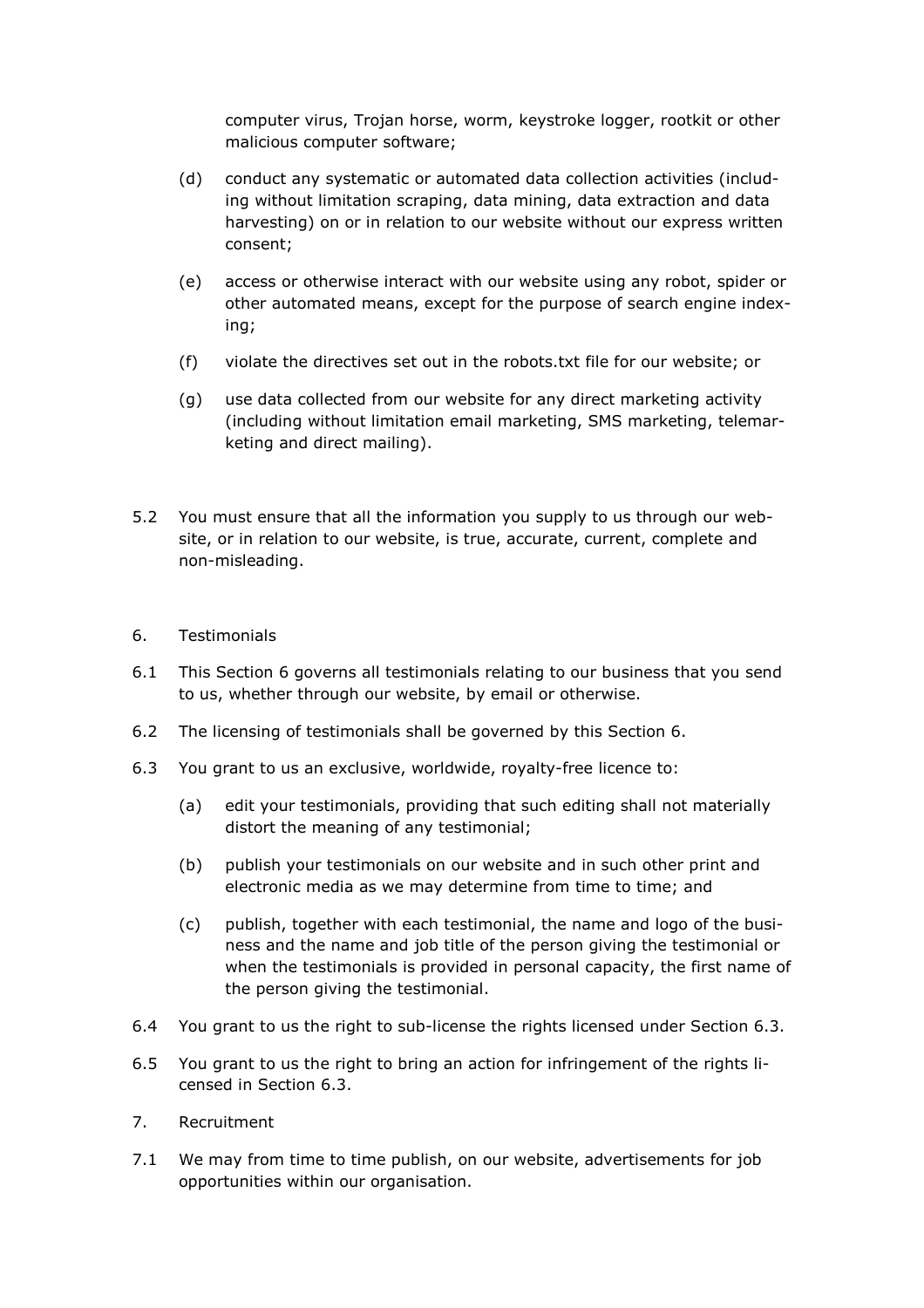computer virus, Trojan horse, worm, keystroke logger, rootkit or other malicious computer software;

(d) conduct any systematic or automated data collection activities (including without limitation scraping, data mining, data extraction and data harvesting) on or in relation to our website without our express written consent;

(e) access or otherwise interact with our website using any robot, spider or other automated means, except for the purpose of search engine indexing;

(f) violate the directives set out in the robots.txt file for our website; or

(g) use data collected from our website for any direct marketing activity (including without limitation email marketing, SMS marketing, telemarketing and direct mailing).

5.2 You must ensure that all the information you supply to us through our website, or in relation to our website, is true, accurate, current, complete and non-misleading.

## 6. Testimonials

6.1 This Section 6 governs all testimonials relating to our business that you send to us, whether through our website, by email or otherwise.

6.2 The licensing of testimonials shall be governed by this Section 6.

6.3 You grant to us an exclusive, worldwide, royalty-free licence to:

(a) edit your testimonials, providing that such editing shall not materially distort the meaning of any testimonial;

(b) publish your testimonials on our website and in such other print and electronic media as we may determine from time to time; and

(c) publish, together with each testimonial, the name and logo of the business and the name and job title of the person giving the testimonial or when the testimonials is provided in personal capacity, the first name of the person giving the testimonial.

6.4 You grant to us the right to sub-license the rights licensed under Section 6.3.

6.5 You grant to us the right to bring an action for infringement of the rights licensed in Section 6.3.

## 7. Recruitment

7.1 We may from time to time publish, on our website, advertisements for job opportunities within our organisation.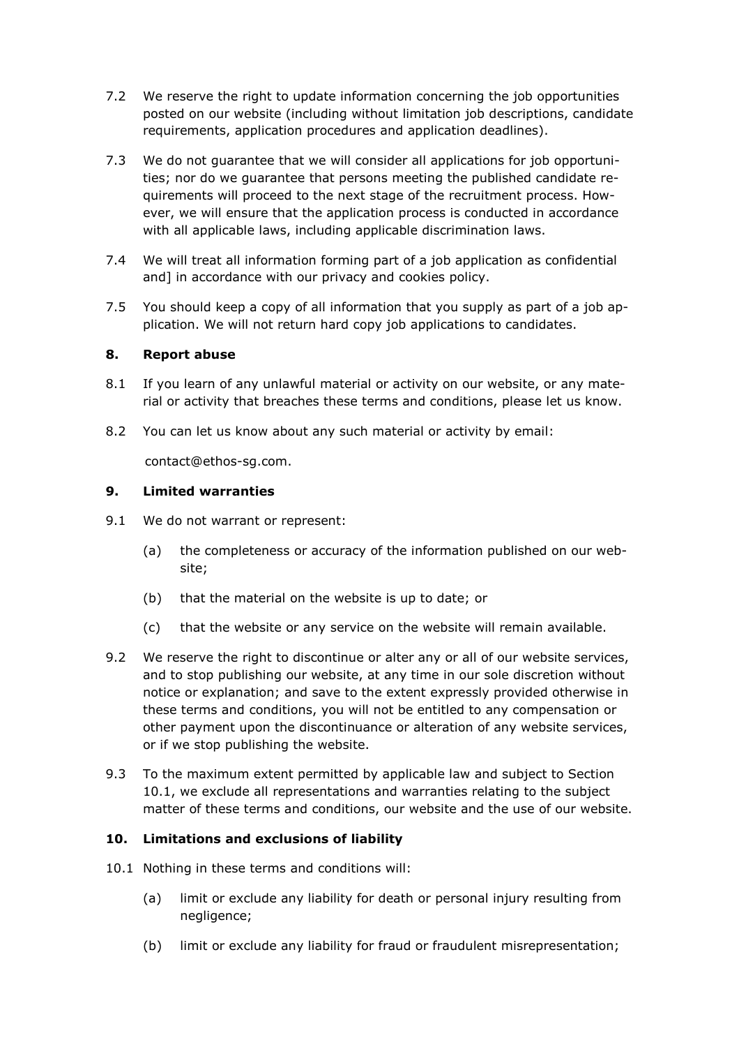7.2 We reserve the right to update information concerning the job opportunities posted on our website (including without limitation job descriptions, candidate requirements, application procedures and application deadlines).

7.3 We do not guarantee that we will consider all applications for job opportunities; nor do we guarantee that persons meeting the published candidate requirements will proceed to the next stage of the recruitment process. However, we will ensure that the application process is conducted in accordance with all applicable laws, including applicable discrimination laws.

7.4 We will treat all information forming part of a job application as confidential and] in accordance with our privacy and cookies policy.

7.5 You should keep a copy of all information that you supply as part of a job application. We will not return hard copy job applications to candidates.

## 8. Report abuse

8.1 If you learn of any unlawful material or activity on our website, or any material or activity that breaches these terms and conditions, please let us know.

8.2 You can let us know about any such material or activity by email:

contact@ethos-sg.com.

## 9. Limited warranties

9.1 We do not warrant or represent:

(a) the completeness or accuracy of the information published on our website;

(b) that the material on the website is up to date; or

(c) that the website or any service on the website will remain available.

9.2 We reserve the right to discontinue or alter any or all of our website services, and to stop publishing our website, at any time in our sole discretion without notice or explanation; and save to the extent expressly provided otherwise in these terms and conditions, you will not be entitled to any compensation or other payment upon the discontinuance or alteration of any website services, or if we stop publishing the website.

9.3 To the maximum extent permitted by applicable law and subject to Section 10.1, we exclude all representations and warranties relating to the subject matter of these terms and conditions, our website and the use of our website.

## 10. Limitations and exclusions of liability

10.1 Nothing in these terms and conditions will:

(a) limit or exclude any liability for death or personal injury resulting from negligence;

(b) limit or exclude any liability for fraud or fraudulent misrepresentation;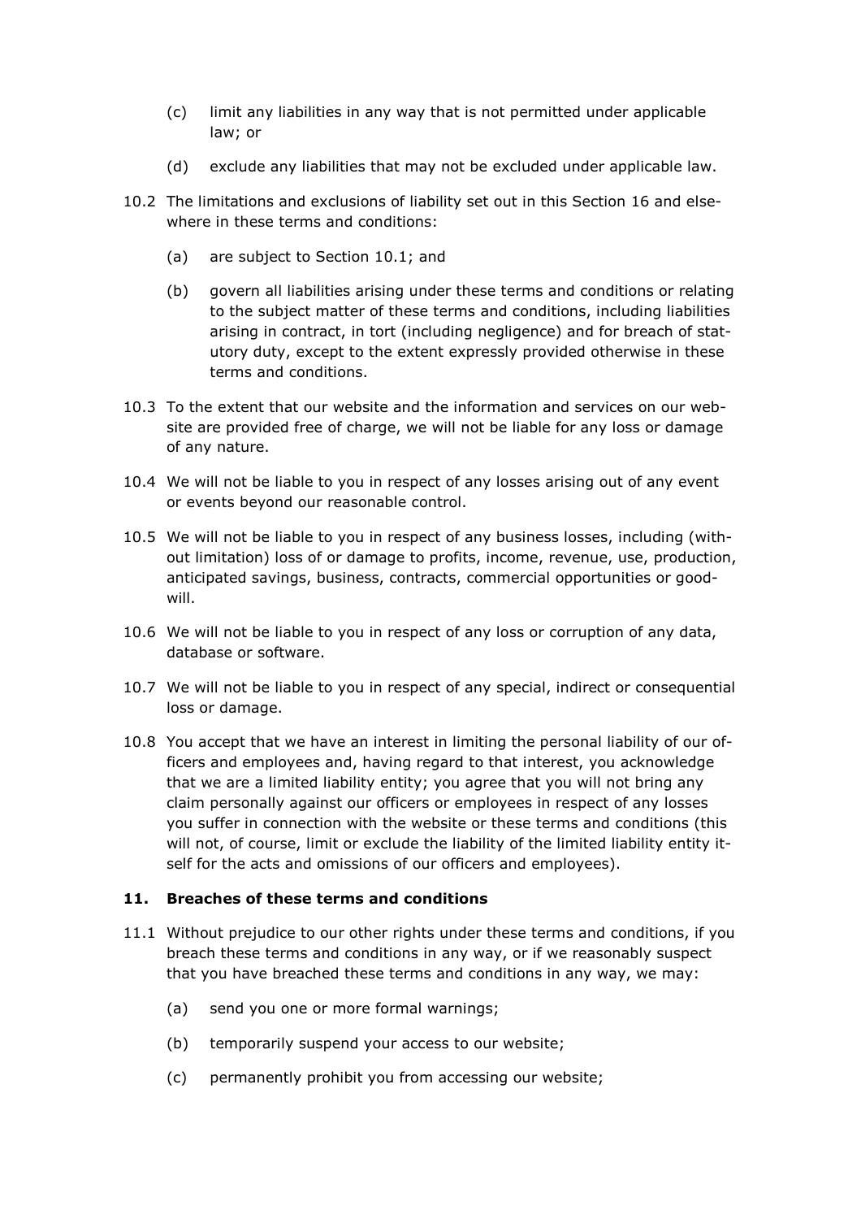(c) limit any liabilities in any way that is not permitted under applicable law; or

(d) exclude any liabilities that may not be excluded under applicable law.

10.2 The limitations and exclusions of liability set out in this Section 16 and elsewhere in these terms and conditions:

(a) are subject to Section 10.1; and

(b) govern all liabilities arising under these terms and conditions or relating to the subject matter of these terms and conditions, including liabilities arising in contract, in tort (including negligence) and for breach of statutory duty, except to the extent expressly provided otherwise in these terms and conditions.

10.3 To the extent that our website and the information and services on our website are provided free of charge, we will not be liable for any loss or damage of any nature.

10.4 We will not be liable to you in respect of any losses arising out of any event or events beyond our reasonable control.

10.5 We will not be liable to you in respect of any business losses, including (without limitation) loss of or damage to profits, income, revenue, use, production, anticipated savings, business, contracts, commercial opportunities or goodwill.

10.6 We will not be liable to you in respect of any loss or corruption of any data, database or software.

10.7 We will not be liable to you in respect of any special, indirect or consequential loss or damage.

10.8 You accept that we have an interest in limiting the personal liability of our officers and employees and, having regard to that interest, you acknowledge that we are a limited liability entity; you agree that you will not bring any claim personally against our officers or employees in respect of any losses you suffer in connection with the website or these terms and conditions (this will not, of course, limit or exclude the liability of the limited liability entity itself for the acts and omissions of our officers and employees).

### 11. Breaches of these terms and conditions

11.1 Without prejudice to our other rights under these terms and conditions, if you breach these terms and conditions in any way, or if we reasonably suspect that you have breached these terms and conditions in any way, we may:

(a) send you one or more formal warnings;

(b) temporarily suspend your access to our website;

(c) permanently prohibit you from accessing our website;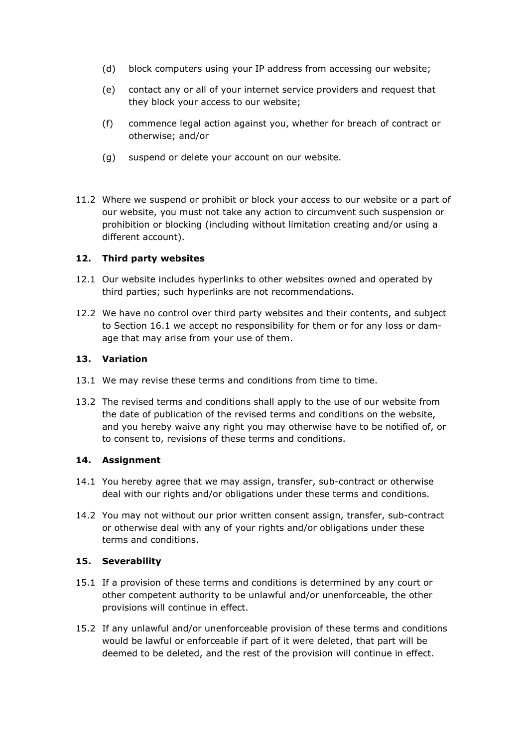(d) block computers using your IP address from accessing our website;

(e) contact any or all of your internet service providers and request that they block your access to our website;

(f) commence legal action against you, whether for breach of contract or otherwise; and/or

(g) suspend or delete your account on our website.

11.2 Where we suspend or prohibit or block your access to our website or a part of our website, you must not take any action to circumvent such suspension or prohibition or blocking (including without limitation creating and/or using a different account).

## 12. Third party websites

12.1 Our website includes hyperlinks to other websites owned and operated by third parties; such hyperlinks are not recommendations.

12.2 We have no control over third party websites and their contents, and subject to Section 16.1 we accept no responsibility for them or for any loss or damage that may arise from your use of them.

## 13. Variation

13.1 We may revise these terms and conditions from time to time.

13.2 The revised terms and conditions shall apply to the use of our website from the date of publication of the revised terms and conditions on the website, and you hereby waive any right you may otherwise have to be notified of, or to consent to, revisions of these terms and conditions.

## 14. Assignment

14.1 You hereby agree that we may assign, transfer, sub-contract or otherwise deal with our rights and/or obligations under these terms and conditions.

14.2 You may not without our prior written consent assign, transfer, sub-contract or otherwise deal with any of your rights and/or obligations under these terms and conditions.

## 15. Severability

15.1 If a provision of these terms and conditions is determined by any court or other competent authority to be unlawful and/or unenforceable, the other provisions will continue in effect.

15.2 If any unlawful and/or unenforceable provision of these terms and conditions would be lawful or enforceable if part of it were deleted, that part will be deemed to be deleted, and the rest of the provision will continue in effect.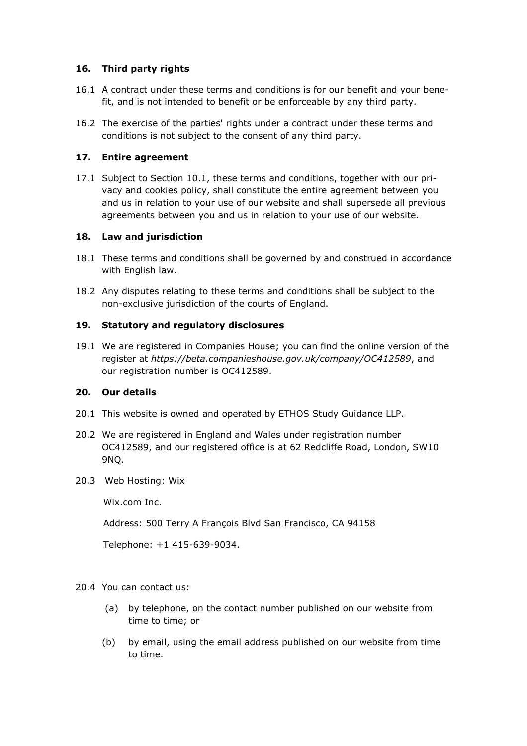## 16. Third party rights

16.1 A contract under these terms and conditions is for our benefit and your benefit, and is not intended to benefit or be enforceable by any third party.

16.2 The exercise of the parties' rights under a contract under these terms and conditions is not subject to the consent of any third party.

## 17. Entire agreement

17.1 Subject to Section 10.1, these terms and conditions, together with our privacy and cookies policy, shall constitute the entire agreement between you and us in relation to your use of our website and shall supersede all previous agreements between you and us in relation to your use of our website.

## 18. Law and jurisdiction

18.1 These terms and conditions shall be governed by and construed in accordance with English law.

18.2 Any disputes relating to these terms and conditions shall be subject to the non-exclusive jurisdiction of the courts of England.

## 19. Statutory and regulatory disclosures

19.1 We are registered in Companies House; you can find the online version of the register at *https://beta.companieshouse.gov.uk/company/OC412589*, and our registration number is OC412589.

## 20. Our details

20.1 This website is owned and operated by ETHOS Study Guidance LLP.

20.2 We are registered in England and Wales under registration number OC412589, and our registered office is at 62 Redcliffe Road, London, SW10 9NQ.

20.3 Web Hosting: Wix

Wix.com Inc.

Address: 500 Terry A François Blvd San Francisco, CA 94158

Telephone: +1 415-639-9034.

20.4 You can contact us:

(a) by telephone, on the contact number published on our website from time to time; or

(b) by email, using the email address published on our website from time to time.